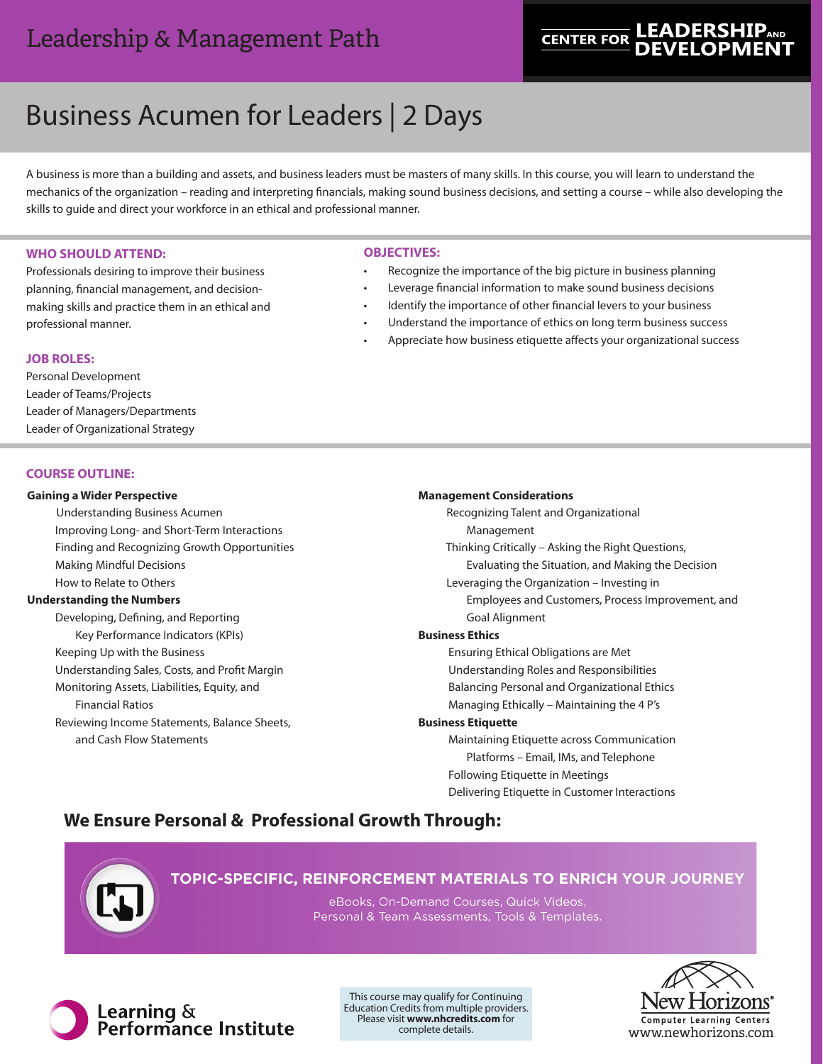Leadership & Management Path

CENTER FOR LEADERSHIP AND DEVELOPMENT

# Business Acumen for Leaders | 2 Days

A business is more than a building and assets, and business leaders must be masters of many skills. In this course, you will learn to understand the mechanics of the organization – reading and interpreting financials, making sound business decisions, and setting a course – while also developing the skills to guide and direct your workforce in an ethical and professional manner.

## WHO SHOULD ATTEND:

Professionals desiring to improve their business planning, financial management, and decision-making skills and practice them in an ethical and professional manner.

## JOB ROLES:

Personal Development
Leader of Teams/Projects
Leader of Managers/Departments
Leader of Organizational Strategy

## OBJECTIVES:

- Recognize the importance of the big picture in business planning
- Leverage financial information to make sound business decisions
- Identify the importance of other financial levers to your business
- Understand the importance of ethics on long term business success
- Appreciate how business etiquette affects your organizational success

## COURSE OUTLINE:

**Gaining a Wider Perspective**

- Understanding Business Acumen
- Improving Long- and Short-Term Interactions
- Finding and Recognizing Growth Opportunities
- Making Mindful Decisions
- How to Relate to Others

**Understanding the Numbers**

- Developing, Defining, and Reporting Key Performance Indicators (KPIs)
- Keeping Up with the Business
- Understanding Sales, Costs, and Profit Margin
- Monitoring Assets, Liabilities, Equity, and Financial Ratios
- Reviewing Income Statements, Balance Sheets, and Cash Flow Statements

**Management Considerations**

- Recognizing Talent and Organizational Management
- Thinking Critically – Asking the Right Questions, Evaluating the Situation, and Making the Decision
- Leveraging the Organization – Investing in Employees and Customers, Process Improvement, and Goal Alignment

**Business Ethics**

- Ensuring Ethical Obligations are Met
- Understanding Roles and Responsibilities
- Balancing Personal and Organizational Ethics
- Managing Ethically – Maintaining the 4 P's

**Business Etiquette**

- Maintaining Etiquette across Communication Platforms – Email, IMs, and Telephone
- Following Etiquette in Meetings
- Delivering Etiquette in Customer Interactions

## We Ensure Personal & Professional Growth Through:

**TOPIC-SPECIFIC, REINFORCEMENT MATERIALS TO ENRICH YOUR JOURNEY**

eBooks, On-Demand Courses, Quick Videos, Personal & Team Assessments, Tools & Templates.

Learning & Performance Institute

This course may qualify for Continuing Education Credits from multiple providers. Please visit **www.nhcredits.com** for complete details.

New Horizons® Computer Learning Centers
www.newhorizons.com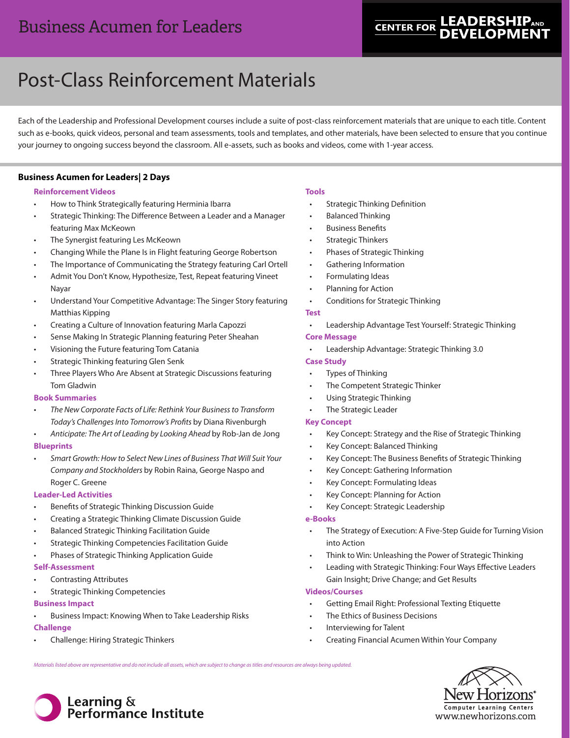# Business Acumen for Leaders

CENTER FOR LEADERSHIP AND DEVELOPMENT

## Post-Class Reinforcement Materials

Each of the Leadership and Professional Development courses include a suite of post-class reinforcement materials that are unique to each title. Content such as e-books, quick videos, personal and team assessments, tools and templates, and other materials, have been selected to ensure that you continue your journey to ongoing success beyond the classroom. All e-assets, such as books and videos, come with 1-year access.

### Business Acumen for Leaders| 2 Days

**Reinforcement Videos**

- How to Think Strategically featuring Herminia Ibarra
- Strategic Thinking: The Difference Between a Leader and a Manager featuring Max McKeown
- The Synergist featuring Les McKeown
- Changing While the Plane Is in Flight featuring George Robertson
- The Importance of Communicating the Strategy featuring Carl Ortell
- Admit You Don't Know, Hypothesize, Test, Repeat featuring Vineet Nayar
- Understand Your Competitive Advantage: The Singer Story featuring Matthias Kipping
- Creating a Culture of Innovation featuring Marla Capozzi
- Sense Making In Strategic Planning featuring Peter Sheahan
- Visioning the Future featuring Tom Catania
- Strategic Thinking featuring Glen Senk
- Three Players Who Are Absent at Strategic Discussions featuring Tom Gladwin

**Book Summaries**

- *The New Corporate Facts of Life: Rethink Your Business to Transform Today's Challenges Into Tomorrow's Profits* by Diana Rivenburgh
- *Anticipate: The Art of Leading by Looking Ahead* by Rob-Jan de Jong

**Blueprints**

- *Smart Growth: How to Select New Lines of Business That Will Suit Your Company and Stockholders* by Robin Raina, George Naspo and Roger C. Greene

**Leader-Led Activities**

- Benefits of Strategic Thinking Discussion Guide
- Creating a Strategic Thinking Climate Discussion Guide
- Balanced Strategic Thinking Facilitation Guide
- Strategic Thinking Competencies Facilitation Guide
- Phases of Strategic Thinking Application Guide

**Self-Assessment**

- Contrasting Attributes
- Strategic Thinking Competencies

**Business Impact**

- Business Impact: Knowing When to Take Leadership Risks

**Challenge**

- Challenge: Hiring Strategic Thinkers

**Tools**

- Strategic Thinking Definition
- Balanced Thinking
- Business Benefits
- Strategic Thinkers
- Phases of Strategic Thinking
- Gathering Information
- Formulating Ideas
- Planning for Action
- Conditions for Strategic Thinking

**Test**

- Leadership Advantage Test Yourself: Strategic Thinking

**Core Message**

- Leadership Advantage: Strategic Thinking 3.0

**Case Study**

- Types of Thinking
- The Competent Strategic Thinker
- Using Strategic Thinking
- The Strategic Leader

**Key Concept**

- Key Concept: Strategy and the Rise of Strategic Thinking
- Key Concept: Balanced Thinking
- Key Concept: The Business Benefits of Strategic Thinking
- Key Concept: Gathering Information
- Key Concept: Formulating Ideas
- Key Concept: Planning for Action
- Key Concept: Strategic Leadership

**e-Books**

- The Strategy of Execution: A Five-Step Guide for Turning Vision into Action
- Think to Win: Unleashing the Power of Strategic Thinking
- Leading with Strategic Thinking: Four Ways Effective Leaders Gain Insight; Drive Change; and Get Results

**Videos/Courses**

- Getting Email Right: Professional Texting Etiquette
- The Ethics of Business Decisions
- Interviewing for Talent
- Creating Financial Acumen Within Your Company

*Materials listed above are representative and do not include all assets, which are subject to change as titles and resources are always being updated.*

Learning & Performance Institute

New Horizons® Computer Learning Centers
www.newhorizons.com